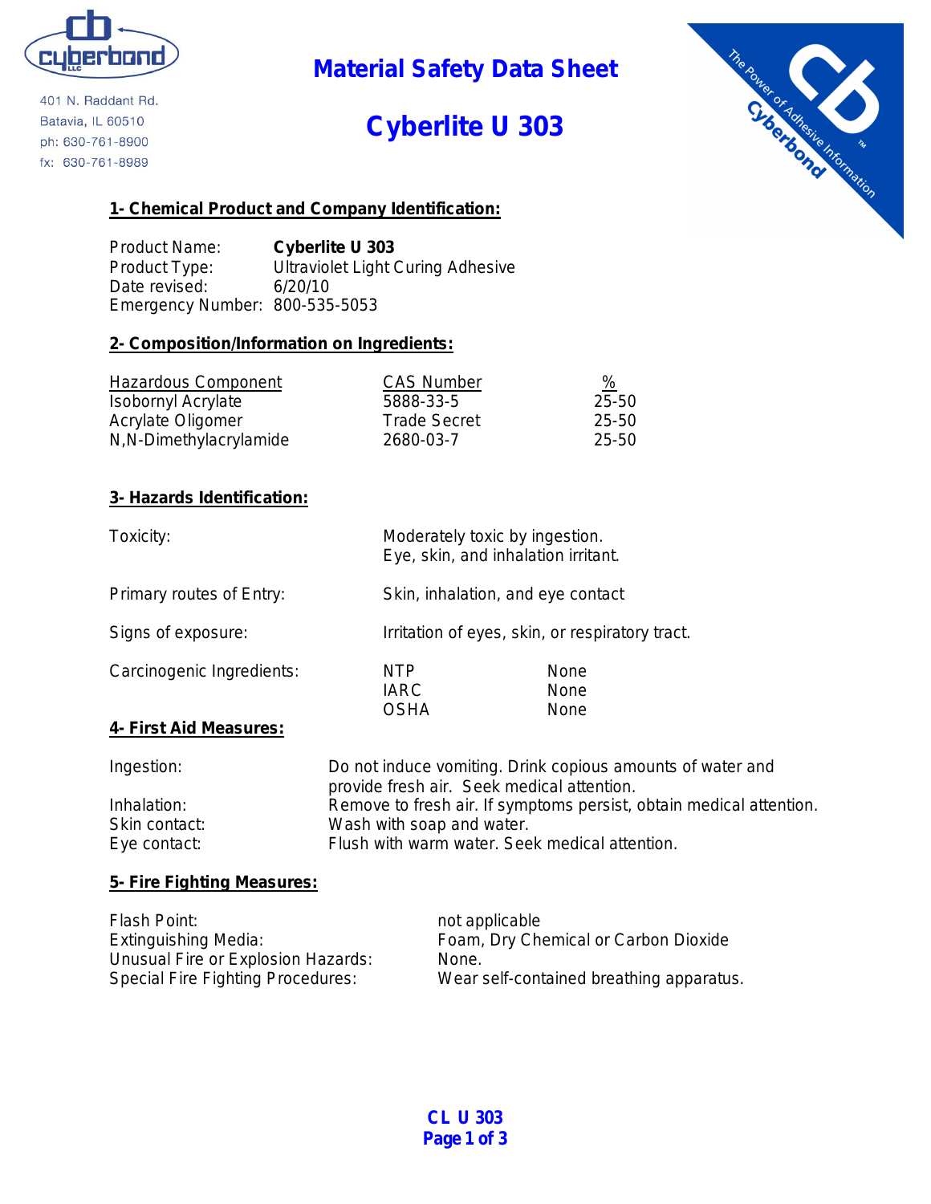401 N. Raddant Rd.
Batavia, IL 60510
ph: 630-761-8900
fx: 630-761-8989

# Material Safety Data Sheet

# Cyberlite U 303

## 1- Chemical Product and Company Identification:

| | |
|---|---|
| Product Name: | **Cyberlite U 303** |
| Product Type: | Ultraviolet Light Curing Adhesive |
| Date revised: | 6/20/10 |
| Emergency Number: | 800-535-5053 |

## 2- Composition/Information on Ingredients:

| Hazardous Component | CAS Number | % |
|---|---|---|
| Isobornyl Acrylate | 5888-33-5 | 25-50 |
| Acrylate Oligomer | Trade Secret | 25-50 |
| N,N-Dimethylacrylamide | 2680-03-7 | 25-50 |

## 3- Hazards Identification:

| | | |
|---|---|---|
| Toxicity: | Moderately toxic by ingestion. Eye, skin, and inhalation irritant. | |
| Primary routes of Entry: | Skin, inhalation, and eye contact | |
| Signs of exposure: | Irritation of eyes, skin, or respiratory tract. | |
| Carcinogenic Ingredients: | NTP | None |
| | IARC | None |
| | OSHA | None |

## 4- First Aid Measures:

| | |
|---|---|
| Ingestion: | Do not induce vomiting. Drink copious amounts of water and provide fresh air. Seek medical attention. |
| Inhalation: | Remove to fresh air. If symptoms persist, obtain medical attention. |
| Skin contact: | Wash with soap and water. |
| Eye contact: | Flush with warm water. Seek medical attention. |

## 5- Fire Fighting Measures:

| | |
|---|---|
| Flash Point: | not applicable |
| Extinguishing Media: | Foam, Dry Chemical or Carbon Dioxide |
| Unusual Fire or Explosion Hazards: | None. |
| Special Fire Fighting Procedures: | Wear self-contained breathing apparatus. |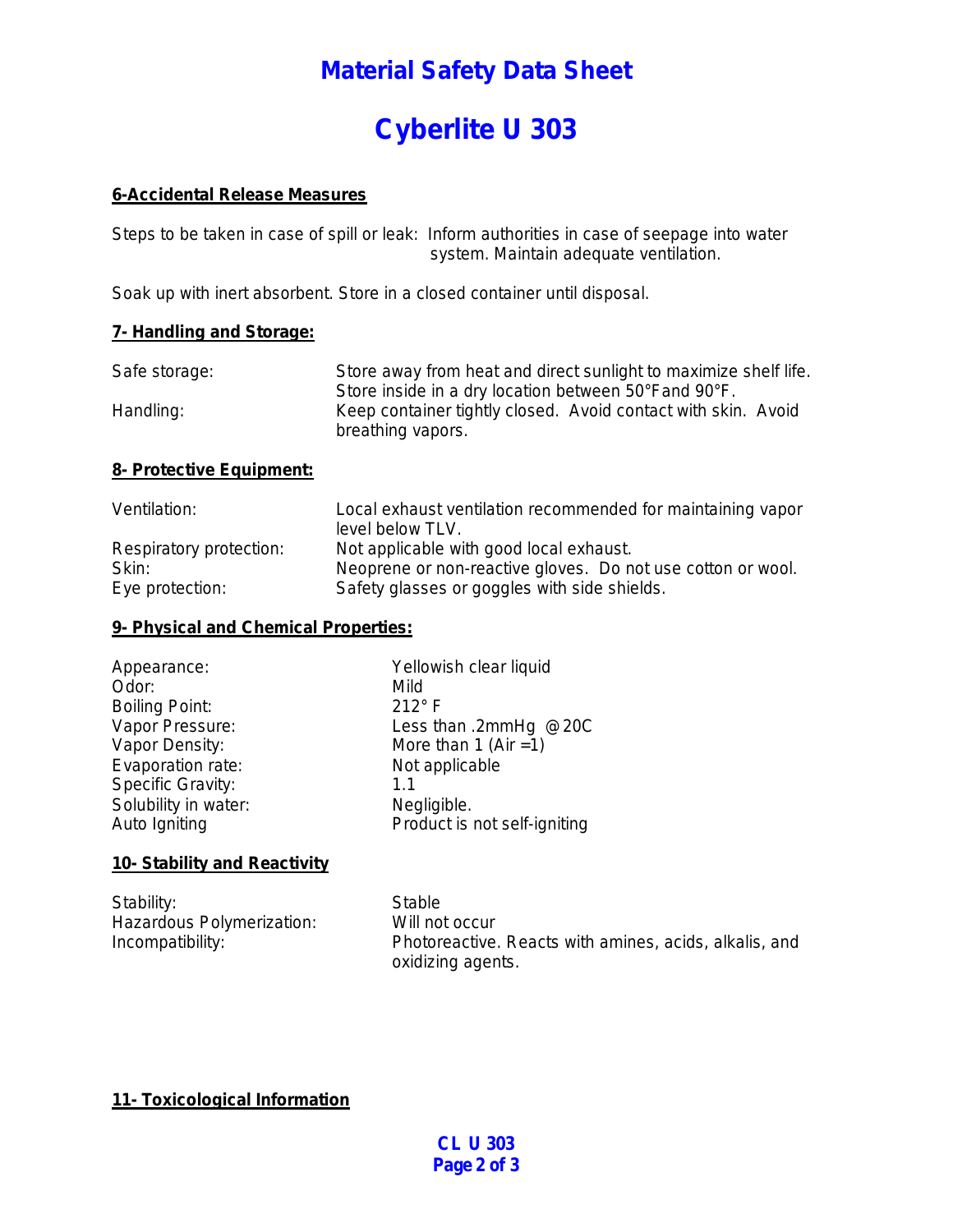# Material Safety Data Sheet

# Cyberlite U 303

## 6-Accidental Release Measures

Steps to be taken in case of spill or leak: Inform authorities in case of seepage into water system. Maintain adequate ventilation.

Soak up with inert absorbent. Store in a closed container until disposal.

## 7- Handling and Storage:

| | |
|---|---|
| Safe storage: | Store away from heat and direct sunlight to maximize shelf life. Store inside in a dry location between 50°F and 90°F. |
| Handling: | Keep container tightly closed. Avoid contact with skin. Avoid breathing vapors. |

## 8- Protective Equipment:

| | |
|---|---|
| Ventilation: | Local exhaust ventilation recommended for maintaining vapor level below TLV. |
| Respiratory protection: | Not applicable with good local exhaust. |
| Skin: | Neoprene or non-reactive gloves. Do not use cotton or wool. |
| Eye protection: | Safety glasses or goggles with side shields. |

## 9- Physical and Chemical Properties:

| | |
|---|---|
| Appearance: | Yellowish clear liquid |
| Odor: | Mild |
| Boiling Point: | 212° F |
| Vapor Pressure: | Less than .2mmHg @20C |
| Vapor Density: | More than 1 (Air =1) |
| Evaporation rate: | Not applicable |
| Specific Gravity: | 1.1 |
| Solubility in water: | Negligible. |
| Auto Igniting | Product is not self-igniting |

## 10- Stability and Reactivity

| | |
|---|---|
| Stability: | Stable |
| Hazardous Polymerization: | Will not occur |
| Incompatibility: | Photoreactive. Reacts with amines, acids, alkalis, and oxidizing agents. |

## 11- Toxicological Information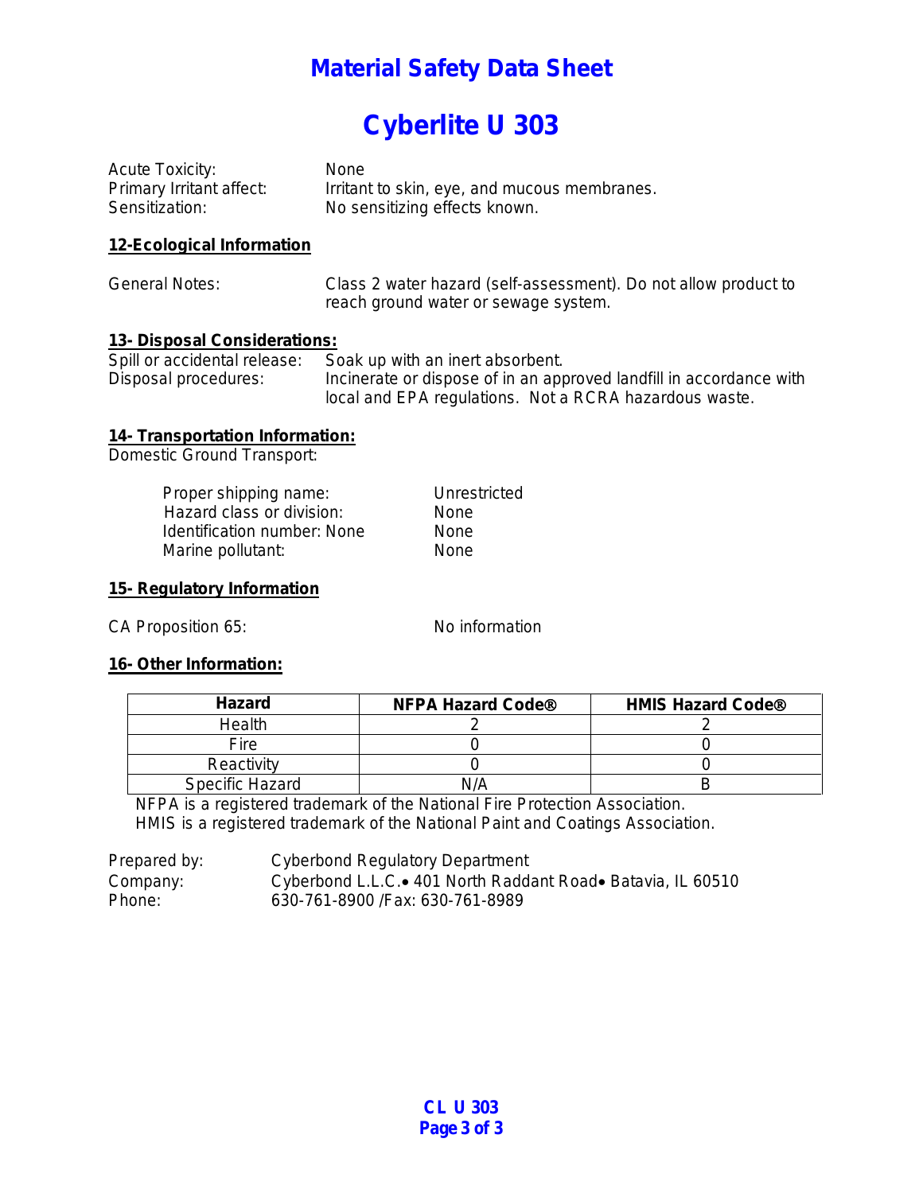# Material Safety Data Sheet

# Cyberlite U 303

| | |
|---|---|
| Acute Toxicity: | None |
| Primary Irritant affect: | Irritant to skin, eye, and mucous membranes. |
| Sensitization: | No sensitizing effects known. |

**12-Ecological Information**

| | |
|---|---|
| General Notes: | Class 2 water hazard (self-assessment). Do not allow product to reach ground water or sewage system. |

**13- Disposal Considerations:**

| | |
|---|---|
| Spill or accidental release: | Soak up with an inert absorbent. |
| Disposal procedures: | Incinerate or dispose of in an approved landfill in accordance with local and EPA regulations. Not a RCRA hazardous waste. |

**14- Transportation Information:**

Domestic Ground Transport:

| | |
|---|---|
| Proper shipping name: | Unrestricted |
| Hazard class or division: | None |
| Identification number: None | None |
| Marine pollutant: | None |

**15- Regulatory Information**

| | |
|---|---|
| CA Proposition 65: | No information |

**16- Other Information:**

| Hazard | NFPA Hazard Code® | HMIS Hazard Code® |
|---|---|---|
| Health | 2 | 2 |
| Fire | 0 | 0 |
| Reactivity | 0 | 0 |
| Specific Hazard | N/A | B |

NFPA is a registered trademark of the National Fire Protection Association.
HMIS is a registered trademark of the National Paint and Coatings Association.

| | |
|---|---|
| Prepared by: | Cyberbond Regulatory Department |
| Company: | Cyberbond L.L.C.• 401 North Raddant Road• Batavia, IL 60510 |
| Phone: | 630-761-8900 /Fax: 630-761-8989 |